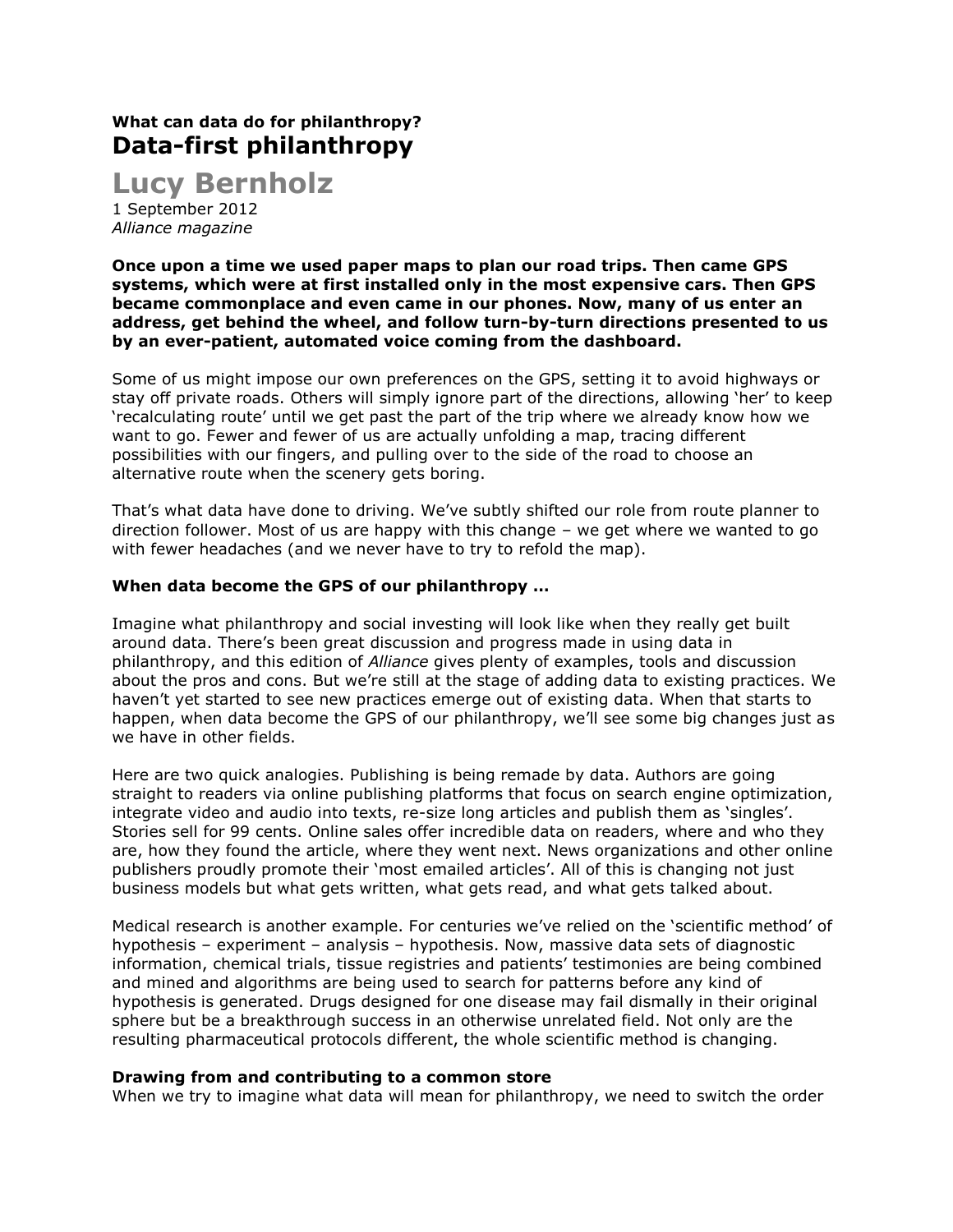**What can data do for philanthropy?**

# Data-first philanthropy

## Lucy Bernholz

1 September 2012
*Alliance magazine*

**Once upon a time we used paper maps to plan our road trips. Then came GPS systems, which were at first installed only in the most expensive cars. Then GPS became commonplace and even came in our phones. Now, many of us enter an address, get behind the wheel, and follow turn-by-turn directions presented to us by an ever-patient, automated voice coming from the dashboard.**

Some of us might impose our own preferences on the GPS, setting it to avoid highways or stay off private roads. Others will simply ignore part of the directions, allowing 'her' to keep 'recalculating route' until we get past the part of the trip where we already know how we want to go. Fewer and fewer of us are actually unfolding a map, tracing different possibilities with our fingers, and pulling over to the side of the road to choose an alternative route when the scenery gets boring.

That's what data have done to driving. We've subtly shifted our role from route planner to direction follower. Most of us are happy with this change – we get where we wanted to go with fewer headaches (and we never have to try to refold the map).

### When data become the GPS of our philanthropy …

Imagine what philanthropy and social investing will look like when they really get built around data. There's been great discussion and progress made in using data in philanthropy, and this edition of *Alliance* gives plenty of examples, tools and discussion about the pros and cons. But we're still at the stage of adding data to existing practices. We haven't yet started to see new practices emerge out of existing data. When that starts to happen, when data become the GPS of our philanthropy, we'll see some big changes just as we have in other fields.

Here are two quick analogies. Publishing is being remade by data. Authors are going straight to readers via online publishing platforms that focus on search engine optimization, integrate video and audio into texts, re-size long articles and publish them as 'singles'. Stories sell for 99 cents. Online sales offer incredible data on readers, where and who they are, how they found the article, where they went next. News organizations and other online publishers proudly promote their 'most emailed articles'. All of this is changing not just business models but what gets written, what gets read, and what gets talked about.

Medical research is another example. For centuries we've relied on the 'scientific method' of hypothesis – experiment – analysis – hypothesis. Now, massive data sets of diagnostic information, chemical trials, tissue registries and patients' testimonies are being combined and mined and algorithms are being used to search for patterns before any kind of hypothesis is generated. Drugs designed for one disease may fail dismally in their original sphere but be a breakthrough success in an otherwise unrelated field. Not only are the resulting pharmaceutical protocols different, the whole scientific method is changing.

### Drawing from and contributing to a common store

When we try to imagine what data will mean for philanthropy, we need to switch the order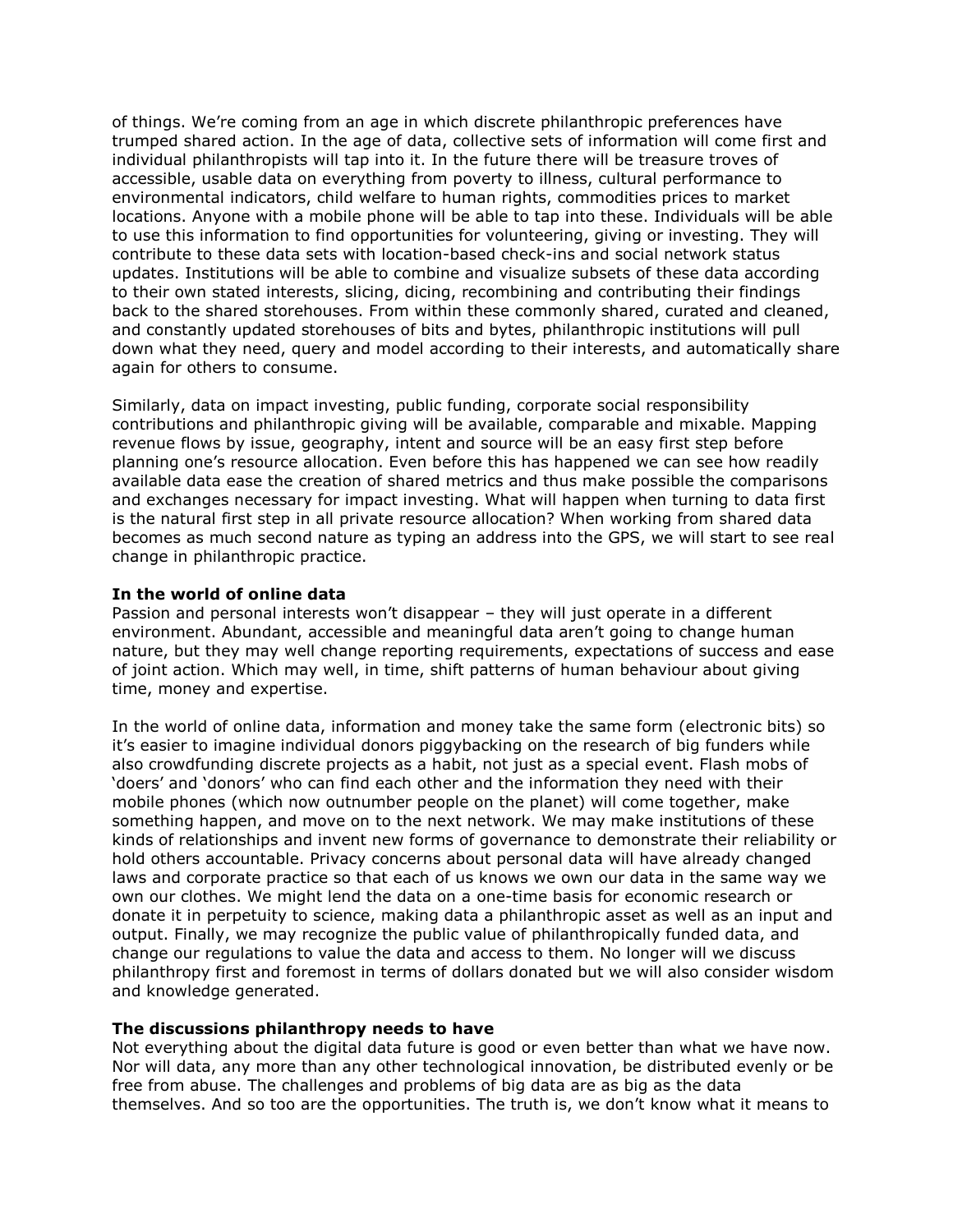of things. We're coming from an age in which discrete philanthropic preferences have trumped shared action. In the age of data, collective sets of information will come first and individual philanthropists will tap into it. In the future there will be treasure troves of accessible, usable data on everything from poverty to illness, cultural performance to environmental indicators, child welfare to human rights, commodities prices to market locations. Anyone with a mobile phone will be able to tap into these. Individuals will be able to use this information to find opportunities for volunteering, giving or investing. They will contribute to these data sets with location-based check-ins and social network status updates. Institutions will be able to combine and visualize subsets of these data according to their own stated interests, slicing, dicing, recombining and contributing their findings back to the shared storehouses. From within these commonly shared, curated and cleaned, and constantly updated storehouses of bits and bytes, philanthropic institutions will pull down what they need, query and model according to their interests, and automatically share again for others to consume.

Similarly, data on impact investing, public funding, corporate social responsibility contributions and philanthropic giving will be available, comparable and mixable. Mapping revenue flows by issue, geography, intent and source will be an easy first step before planning one's resource allocation. Even before this has happened we can see how readily available data ease the creation of shared metrics and thus make possible the comparisons and exchanges necessary for impact investing. What will happen when turning to data first is the natural first step in all private resource allocation? When working from shared data becomes as much second nature as typing an address into the GPS, we will start to see real change in philanthropic practice.

**In the world of online data**

Passion and personal interests won't disappear – they will just operate in a different environment. Abundant, accessible and meaningful data aren't going to change human nature, but they may well change reporting requirements, expectations of success and ease of joint action. Which may well, in time, shift patterns of human behaviour about giving time, money and expertise.

In the world of online data, information and money take the same form (electronic bits) so it's easier to imagine individual donors piggybacking on the research of big funders while also crowdfunding discrete projects as a habit, not just as a special event. Flash mobs of 'doers' and 'donors' who can find each other and the information they need with their mobile phones (which now outnumber people on the planet) will come together, make something happen, and move on to the next network. We may make institutions of these kinds of relationships and invent new forms of governance to demonstrate their reliability or hold others accountable. Privacy concerns about personal data will have already changed laws and corporate practice so that each of us knows we own our data in the same way we own our clothes. We might lend the data on a one-time basis for economic research or donate it in perpetuity to science, making data a philanthropic asset as well as an input and output. Finally, we may recognize the public value of philanthropically funded data, and change our regulations to value the data and access to them. No longer will we discuss philanthropy first and foremost in terms of dollars donated but we will also consider wisdom and knowledge generated.

**The discussions philanthropy needs to have**

Not everything about the digital data future is good or even better than what we have now. Nor will data, any more than any other technological innovation, be distributed evenly or be free from abuse. The challenges and problems of big data are as big as the data themselves. And so too are the opportunities. The truth is, we don't know what it means to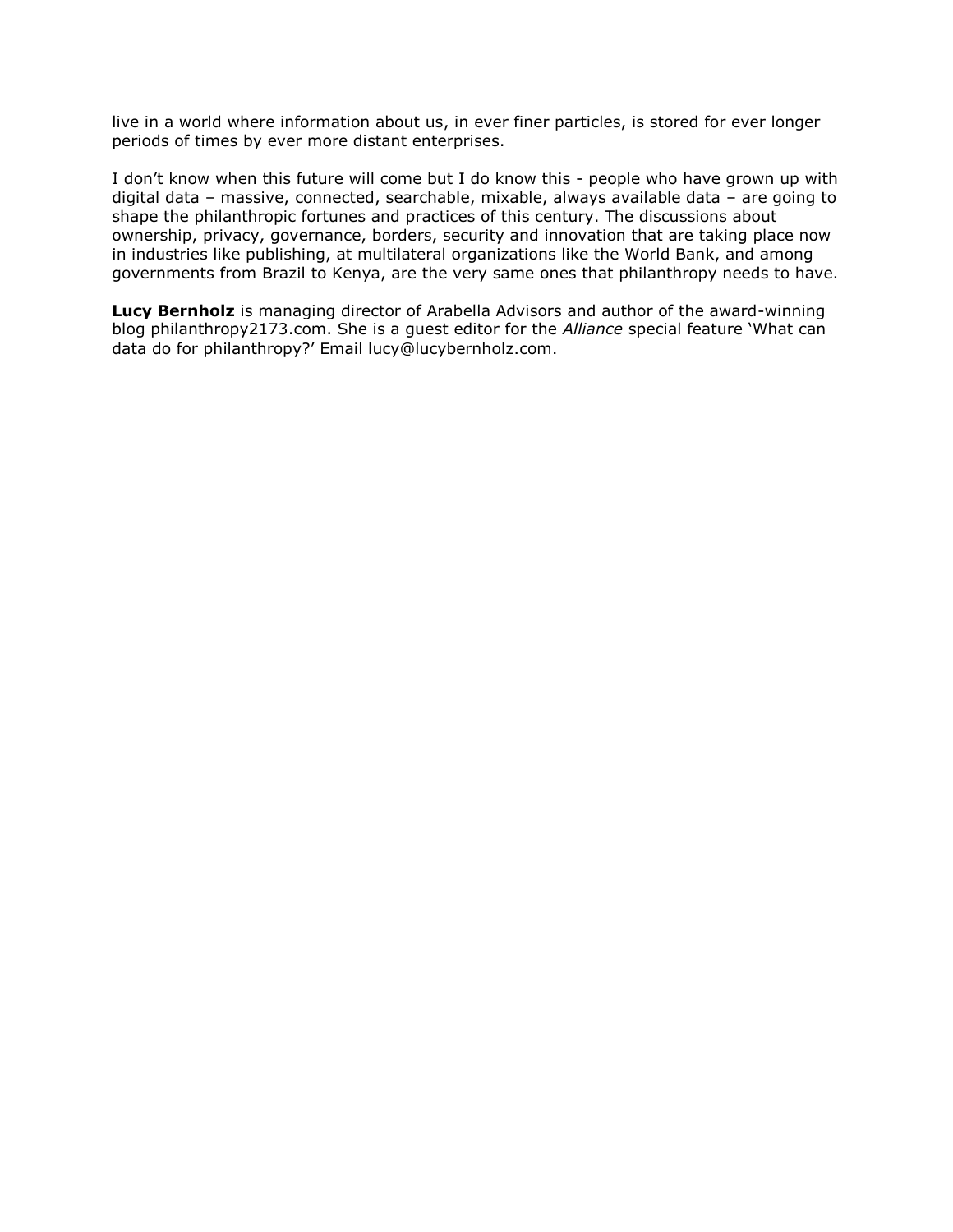live in a world where information about us, in ever finer particles, is stored for ever longer periods of times by ever more distant enterprises.

I don't know when this future will come but I do know this - people who have grown up with digital data – massive, connected, searchable, mixable, always available data – are going to shape the philanthropic fortunes and practices of this century. The discussions about ownership, privacy, governance, borders, security and innovation that are taking place now in industries like publishing, at multilateral organizations like the World Bank, and among governments from Brazil to Kenya, are the very same ones that philanthropy needs to have.

**Lucy Bernholz** is managing director of Arabella Advisors and author of the award-winning blog philanthropy2173.com. She is a guest editor for the *Alliance* special feature 'What can data do for philanthropy?' Email lucy@lucybernholz.com.